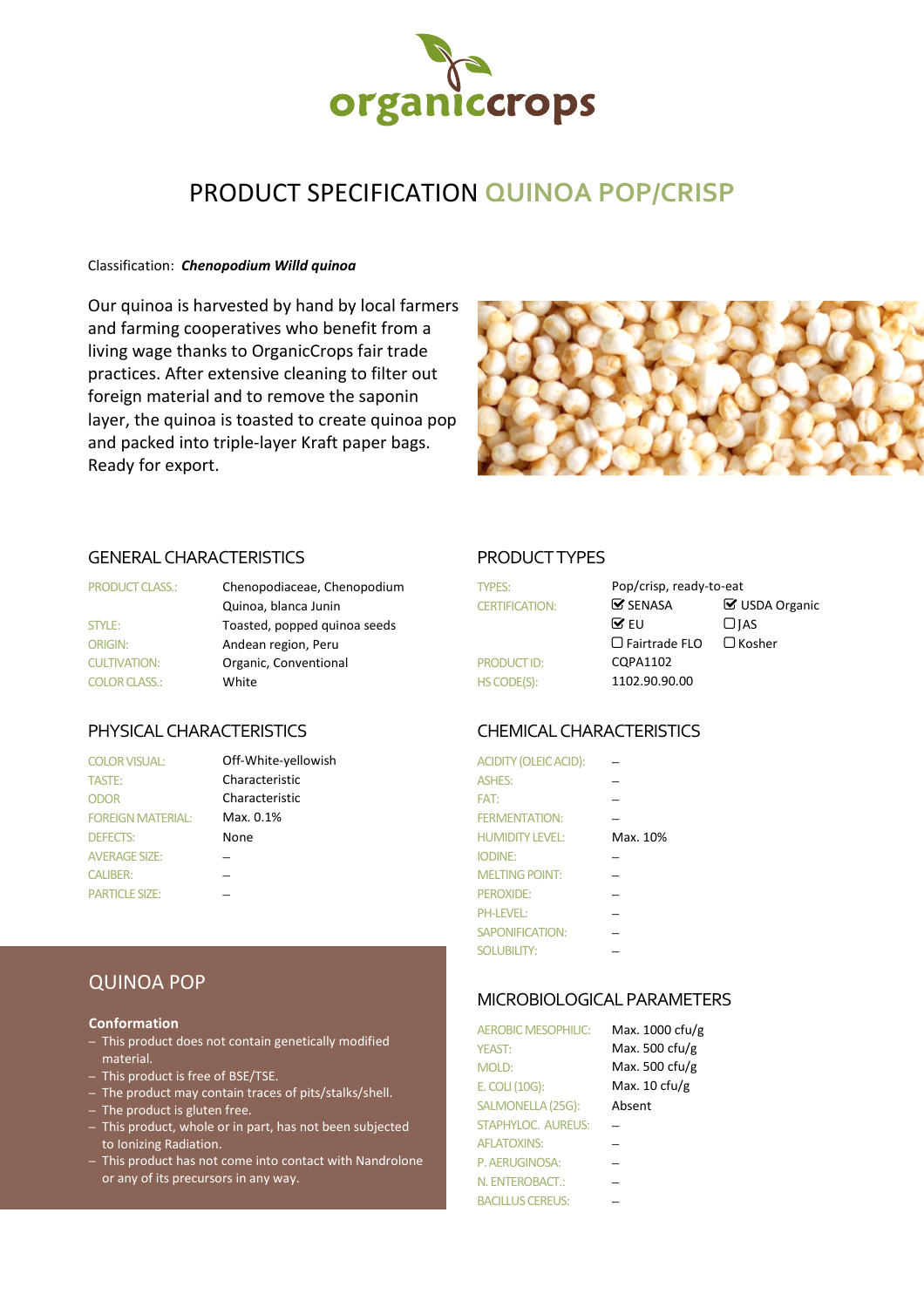organiccrops

# PRODUCT SPECIFICATION QUINOA POP/CRISP

Classification: ***Chenopodium Willd quinoa***

Our quinoa is harvested by hand by local farmers and farming cooperatives who benefit from a living wage thanks to OrganicCrops fair trade practices. After extensive cleaning to filter out foreign material and to remove the saponin layer, the quinoa is toasted to create quinoa pop and packed into triple-layer Kraft paper bags. Ready for export.

## GENERAL CHARACTERISTICS

| | |
|---|---|
| PRODUCT CLASS.: | Chenopodiaceae, Chenopodium Quinoa, blanca Junin |
| STYLE: | Toasted, popped quinoa seeds |
| ORIGIN: | Andean region, Peru |
| CULTIVATION: | Organic, Conventional |
| COLOR CLASS.: | White |

## PRODUCT TYPES

| | | |
|---|---|---|
| TYPES: | Pop/crisp, ready-to-eat | |
| CERTIFICATION: | ☑ SENASA | ☑ USDA Organic |
| | ☑ EU | ☐ JAS |
| | ☐ Fairtrade FLO | ☐ Kosher |
| PRODUCT ID: | CQPA1102 | |
| HS CODE(S): | 1102.90.90.00 | |

## PHYSICAL CHARACTERISTICS

| | |
|---|---|
| COLOR VISUAL: | Off-White-yellowish |
| TASTE: | Characteristic |
| ODOR | Characteristic |
| FOREIGN MATERIAL: | Max. 0.1% |
| DEFECTS: | None |
| AVERAGE SIZE: | – |
| CALIBER: | – |
| PARTICLE SIZE: | – |

## CHEMICAL CHARACTERISTICS

| | |
|---|---|
| ACIDITY (OLEIC ACID): | – |
| ASHES: | – |
| FAT: | – |
| FERMENTATION: | – |
| HUMIDITY LEVEL: | Max. 10% |
| IODINE: | – |
| MELTING POINT: | – |
| PEROXIDE: | – |
| PH-LEVEL: | – |
| SAPONIFICATION: | – |
| SOLUBILITY: | – |

## QUINOA POP

**Conformation**

- This product does not contain genetically modified material.
- This product is free of BSE/TSE.
- The product may contain traces of pits/stalks/shell.
- The product is gluten free.
- This product, whole or in part, has not been subjected to Ionizing Radiation.
- This product has not come into contact with Nandrolone or any of its precursors in any way.

## MICROBIOLOGICAL PARAMETERS

| | |
|---|---|
| AEROBIC MESOPHILIC: | Max. 1000 cfu/g |
| YEAST: | Max. 500 cfu/g |
| MOLD: | Max. 500 cfu/g |
| E. COLI (10G): | Max. 10 cfu/g |
| SALMONELLA (25G): | Absent |
| STAPHYLOC. AUREUS: | – |
| AFLATOXINS: | – |
| P. AERUGINOSA: | – |
| N. ENTEROBACT.: | – |
| BACILLUS CEREUS: | – |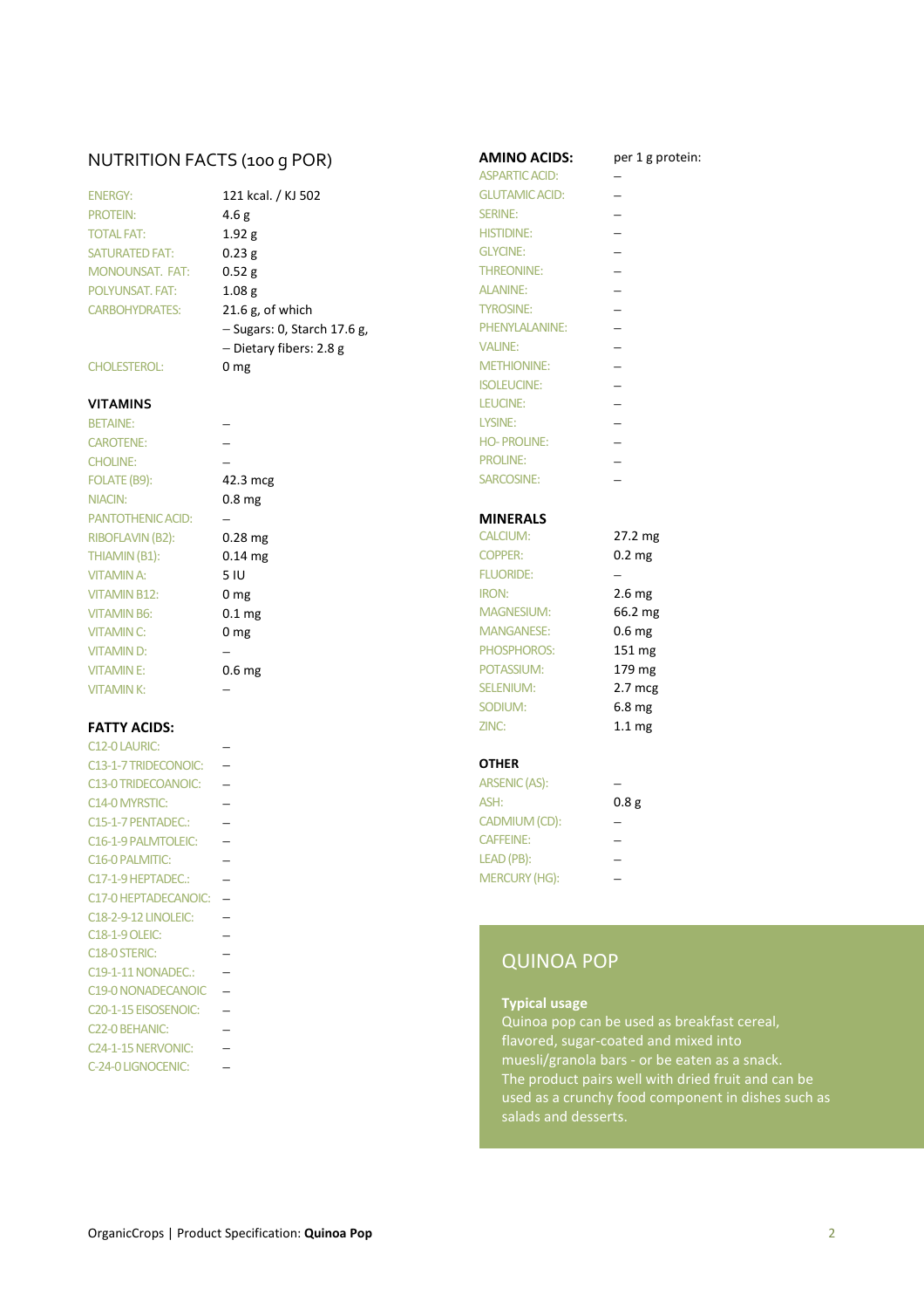## NUTRITION FACTS (100 g POR)

| | |
|---|---|
| ENERGY: | 121 kcal. / KJ 502 |
| PROTEIN: | 4.6 g |
| TOTAL FAT: | 1.92 g |
| SATURATED FAT: | 0.23 g |
| MONOUNSAT. FAT: | 0.52 g |
| POLYUNSAT. FAT: | 1.08 g |
| CARBOHYDRATES: | 21.6 g, of which |
| | – Sugars: 0, Starch 17.6 g, |
| | – Dietary fibers: 2.8 g |
| CHOLESTEROL: | 0 mg |

### VITAMINS

| | |
|---|---|
| BETAINE: | – |
| CAROTENE: | – |
| CHOLINE: | – |
| FOLATE (B9): | 42.3 mcg |
| NIACIN: | 0.8 mg |
| PANTOTHENIC ACID: | – |
| RIBOFLAVIN (B2): | 0.28 mg |
| THIAMIN (B1): | 0.14 mg |
| VITAMIN A: | 5 IU |
| VITAMIN B12: | 0 mg |
| VITAMIN B6: | 0.1 mg |
| VITAMIN C: | 0 mg |
| VITAMIN D: | – |
| VITAMIN E: | 0.6 mg |
| VITAMIN K: | – |

### FATTY ACIDS:

| | |
|---|---|
| C12-0 LAURIC: | – |
| C13-1-7 TRIDECONOIC: | – |
| C13-0 TRIDECOANOIC: | – |
| C14-0 MYRSTIC: | – |
| C15-1-7 PENTADEC.: | – |
| C16-1-9 PALMTOLEIC: | – |
| C16-0 PALMITIC: | – |
| C17-1-9 HEPTADEC.: | – |
| C17-0 HEPTADECANOIC: | – |
| C18-2-9-12 LINOLEIC: | – |
| C18-1-9 OLEIC: | – |
| C18-0 STERIC: | – |
| C19-1-11 NONADEC.: | – |
| C19-0 NONADECANOIC | – |
| C20-1-15 EISOSENOIC: | – |
| C22-0 BEHANIC: | – |
| C24-1-15 NERVONIC: | – |
| C-24-0 LIGNOCENIC: | – |

### AMINO ACIDS:

| | per 1 g protein: |
|---|---|
| ASPARTIC ACID: | – |
| GLUTAMIC ACID: | – |
| SERINE: | – |
| HISTIDINE: | – |
| GLYCINE: | – |
| THREONINE: | – |
| ALANINE: | – |
| TYROSINE: | – |
| PHENYLALANINE: | – |
| VALINE: | – |
| METHIONINE: | – |
| ISOLEUCINE: | – |
| LEUCINE: | – |
| LYSINE: | – |
| HO- PROLINE: | – |
| PROLINE: | – |
| SARCOSINE: | – |

### MINERALS

| | |
|---|---|
| CALCIUM: | 27.2 mg |
| COPPER: | 0.2 mg |
| FLUORIDE: | – |
| IRON: | 2.6 mg |
| MAGNESIUM: | 66.2 mg |
| MANGANESE: | 0.6 mg |
| PHOSPHOROS: | 151 mg |
| POTASSIUM: | 179 mg |
| SELENIUM: | 2.7 mcg |
| SODIUM: | 6.8 mg |
| ZINC: | 1.1 mg |

### OTHER

| | |
|---|---|
| ARSENIC (AS): | – |
| ASH: | 0.8 g |
| CADMIUM (CD): | – |
| CAFFEINE: | – |
| LEAD (PB): | – |
| MERCURY (HG): | – |

## QUINOA POP

**Typical usage**

Quinoa pop can be used as breakfast cereal, flavored, sugar-coated and mixed into muesli/granola bars - or be eaten as a snack. The product pairs well with dried fruit and can be used as a crunchy food component in dishes such as salads and desserts.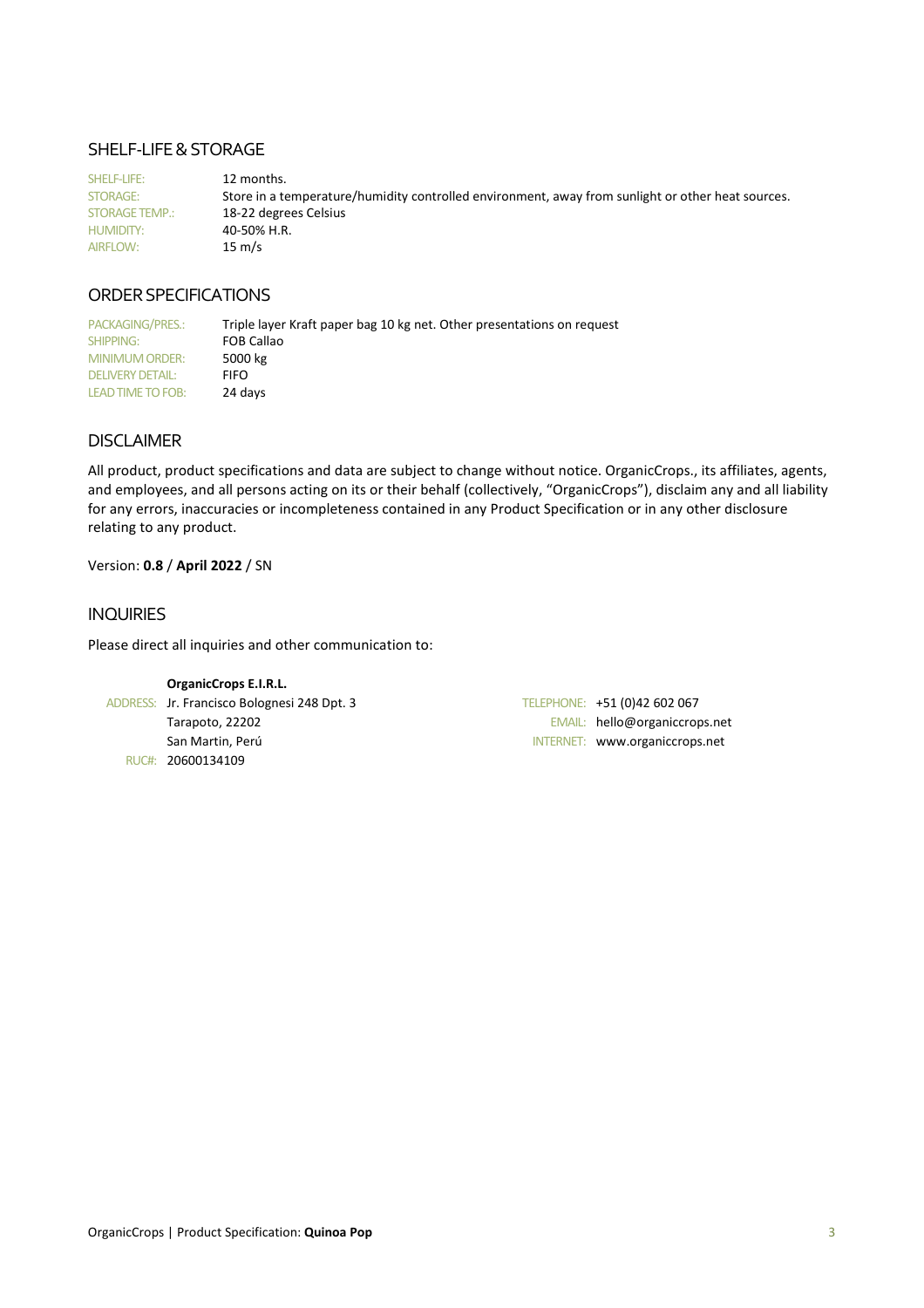## SHELF-LIFE & STORAGE

| | |
|---|---|
| SHELF-LIFE: | 12 months. |
| STORAGE: | Store in a temperature/humidity controlled environment, away from sunlight or other heat sources. |
| STORAGE TEMP.: | 18-22 degrees Celsius |
| HUMIDITY: | 40-50% H.R. |
| AIRFLOW: | 15 m/s |

## ORDER SPECIFICATIONS

| | |
|---|---|
| PACKAGING/PRES.: | Triple layer Kraft paper bag 10 kg net. Other presentations on request |
| SHIPPING: | FOB Callao |
| MINIMUM ORDER: | 5000 kg |
| DELIVERY DETAIL: | FIFO |
| LEAD TIME TO FOB: | 24 days |

## DISCLAIMER

All product, product specifications and data are subject to change without notice. OrganicCrops., its affiliates, agents, and employees, and all persons acting on its or their behalf (collectively, “OrganicCrops”), disclaim any and all liability for any errors, inaccuracies or incompleteness contained in any Product Specification or in any other disclosure relating to any product.

Version: **0.8** / **April 2022** / SN

## INQUIRIES

Please direct all inquiries and other communication to:

**OrganicCrops E.I.R.L.**

ADDRESS: Jr. Francisco Bolognesi 248 Dpt. 3
Tarapoto, 22202
San Martin, Perú
RUC#: 20600134109

TELEPHONE: +51 (0)42 602 067
EMAIL: hello@organiccrops.net
INTERNET: www.organiccrops.net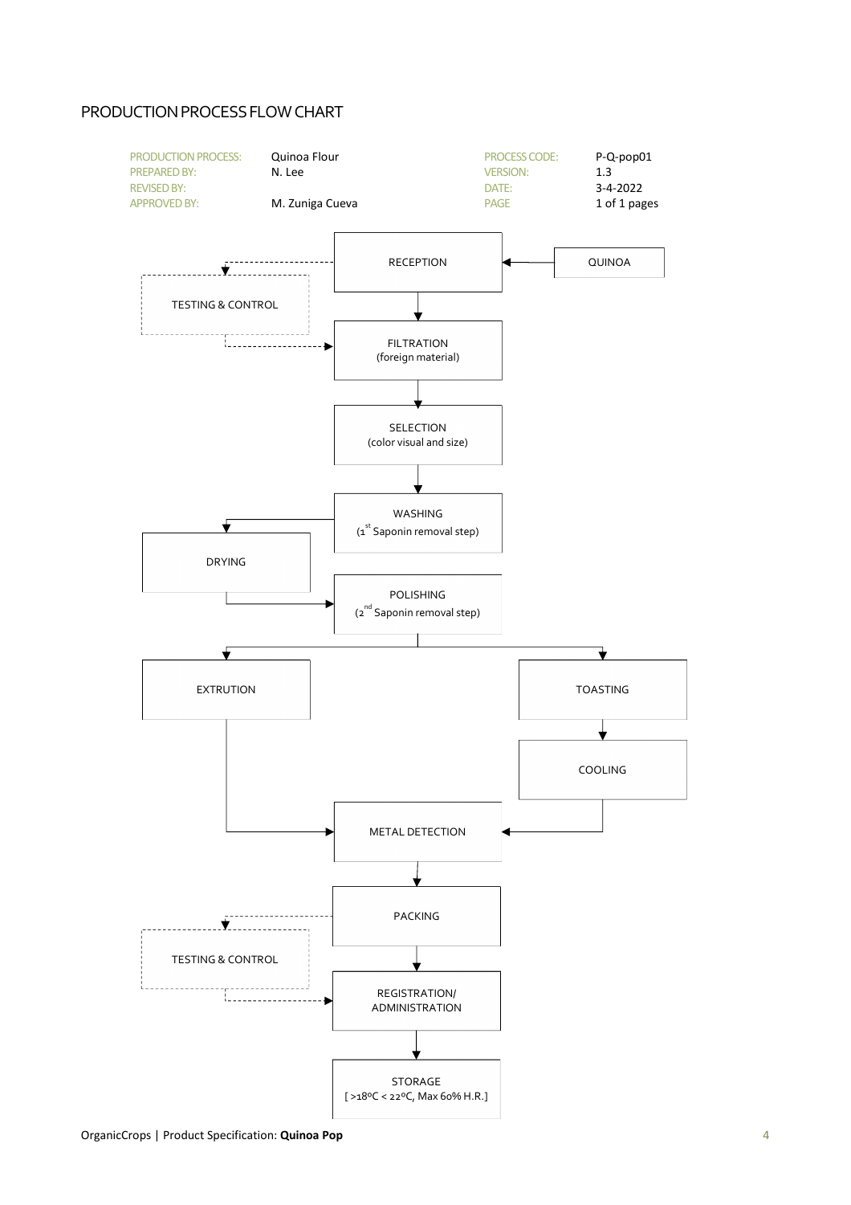## PRODUCTION PROCESS FLOW CHART

| | | | |
|---|---|---|---|
| PRODUCTION PROCESS: | Quinoa Flour | PROCESS CODE: | P-Q-pop01 |
| PREPARED BY: | N. Lee | VERSION: | 1.3 |
| REVISED BY: | | DATE: | 3-4-2022 |
| APPROVED BY: | M. Zuniga Cueva | PAGE | 1 of 1 pages |

QUINOA

RECEPTION

TESTING & CONTROL

FILTRATION
(foreign material)

SELECTION
(color visual and size)

WASHING
(1st Saponin removal step)

DRYING

POLISHING
(2nd Saponin removal step)

EXTRUTION

TOASTING

COOLING

METAL DETECTION

PACKING

TESTING & CONTROL

REGISTRATION/
ADMINISTRATION

STORAGE
[ >18ºC < 22ºC, Max 60% H.R.]